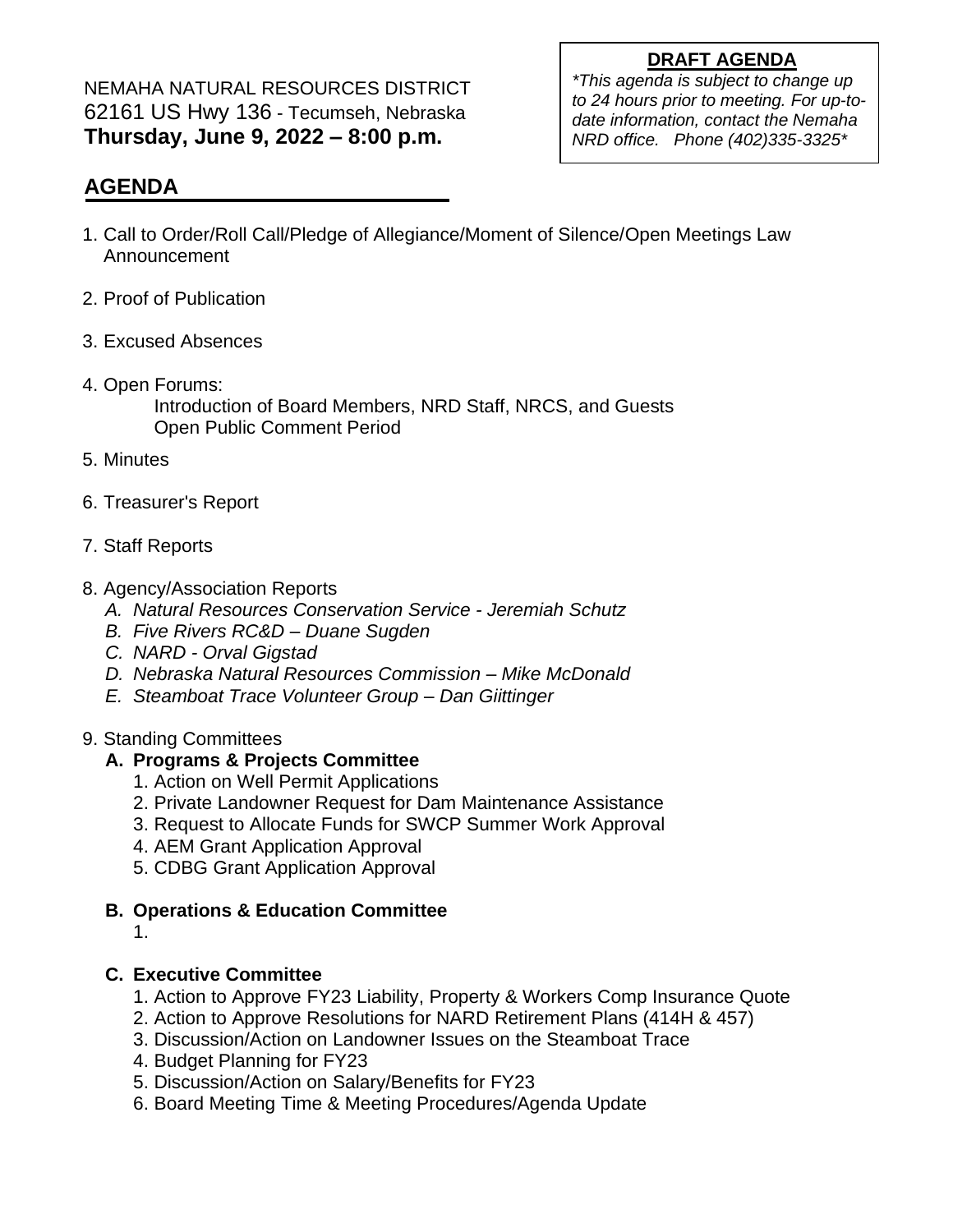NEMAHA NATURAL RESOURCES DISTRICT
62161 US Hwy 136 - Tecumseh, Nebraska
**Thursday, June 9, 2022 – 8:00 p.m.**

**DRAFT AGENDA**
*\*This agenda is subject to change up to 24 hours prior to meeting. For up-to-date information, contact the Nemaha NRD office. Phone (402)335-3325\**

## AGENDA

1. Call to Order/Roll Call/Pledge of Allegiance/Moment of Silence/Open Meetings Law Announcement

2. Proof of Publication

3. Excused Absences

4. Open Forums:
   Introduction of Board Members, NRD Staff, NRCS, and Guests
   Open Public Comment Period

5. Minutes

6. Treasurer's Report

7. Staff Reports

8. Agency/Association Reports
   A. *Natural Resources Conservation Service - Jeremiah Schutz*
   B. *Five Rivers RC&D – Duane Sugden*
   C. *NARD - Orval Gigstad*
   D. *Nebraska Natural Resources Commission – Mike McDonald*
   E. *Steamboat Trace Volunteer Group – Dan Giittinger*

9. Standing Committees

   **A. Programs & Projects Committee**
   1. Action on Well Permit Applications
   2. Private Landowner Request for Dam Maintenance Assistance
   3. Request to Allocate Funds for SWCP Summer Work Approval
   4. AEM Grant Application Approval
   5. CDBG Grant Application Approval

   **B. Operations & Education Committee**
   1.

   **C. Executive Committee**
   1. Action to Approve FY23 Liability, Property & Workers Comp Insurance Quote
   2. Action to Approve Resolutions for NARD Retirement Plans (414H & 457)
   3. Discussion/Action on Landowner Issues on the Steamboat Trace
   4. Budget Planning for FY23
   5. Discussion/Action on Salary/Benefits for FY23
   6. Board Meeting Time & Meeting Procedures/Agenda Update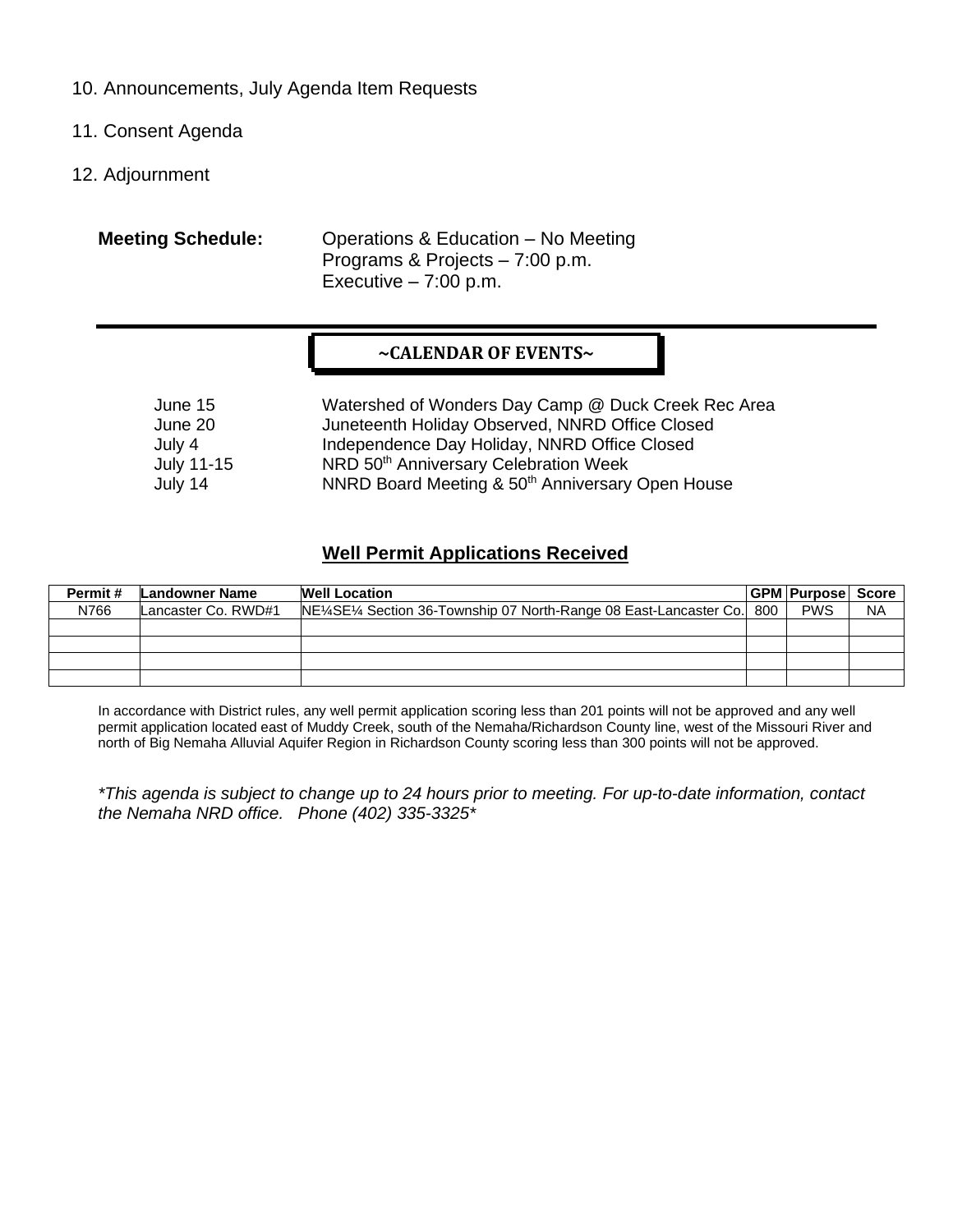10. Announcements, July Agenda Item Requests

11. Consent Agenda

12. Adjournment

**Meeting Schedule:** Operations & Education – No Meeting
Programs & Projects – 7:00 p.m.
Executive – 7:00 p.m.

---

**~CALENDAR OF EVENTS~**

| | |
|---|---|
| June 15 | Watershed of Wonders Day Camp @ Duck Creek Rec Area |
| June 20 | Juneteenth Holiday Observed, NNRD Office Closed |
| July 4 | Independence Day Holiday, NNRD Office Closed |
| July 11-15 | NRD 50th Anniversary Celebration Week |
| July 14 | NNRD Board Meeting & 50th Anniversary Open House |

## Well Permit Applications Received

| Permit # | Landowner Name | Well Location | GPM | Purpose | Score |
|---|---|---|---|---|---|
| N766 | Lancaster Co. RWD#1 | NE¼SE¼ Section 36-Township 07 North-Range 08 East-Lancaster Co. | 800 | PWS | NA |
| | | | | | |
| | | | | | |
| | | | | | |
| | | | | | |

In accordance with District rules, any well permit application scoring less than 201 points will not be approved and any well permit application located east of Muddy Creek, south of the Nemaha/Richardson County line, west of the Missouri River and north of Big Nemaha Alluvial Aquifer Region in Richardson County scoring less than 300 points will not be approved.

*\*This agenda is subject to change up to 24 hours prior to meeting. For up-to-date information, contact the Nemaha NRD office. Phone (402) 335-3325\**